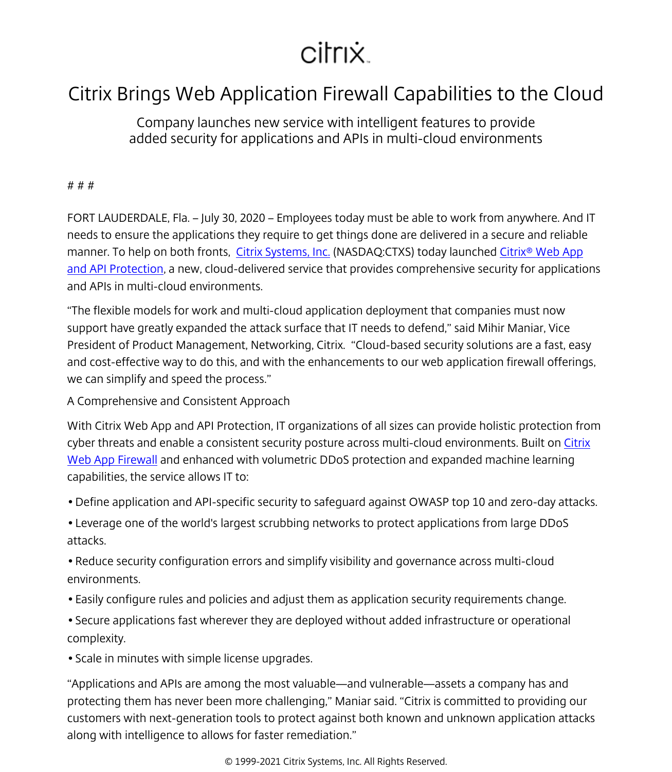citrix

# Citrix Brings Web Application Firewall Capabilities to the Cloud

Company launches new service with intelligent features to provide added security for applications and APIs in multi-cloud environments

# # #

FORT LAUDERDALE, Fla. – July 30, 2020 – Employees today must be able to work from anywhere. And IT needs to ensure the applications they require to get things done are delivered in a secure and reliable manner. To help on both fronts, Citrix Systems, Inc. (NASDAQ:CTXS) today launched Citrix® Web App and API Protection, a new, cloud-delivered service that provides comprehensive security for applications and APIs in multi-cloud environments.

"The flexible models for work and multi-cloud application deployment that companies must now support have greatly expanded the attack surface that IT needs to defend," said Mihir Maniar, Vice President of Product Management, Networking, Citrix. "Cloud-based security solutions are a fast, easy and cost-effective way to do this, and with the enhancements to our web application firewall offerings, we can simplify and speed the process."

A Comprehensive and Consistent Approach

With Citrix Web App and API Protection, IT organizations of all sizes can provide holistic protection from cyber threats and enable a consistent security posture across multi-cloud environments. Built on Citrix Web App Firewall and enhanced with volumetric DDoS protection and expanded machine learning capabilities, the service allows IT to:

- Define application and API-specific security to safeguard against OWASP top 10 and zero-day attacks.
- Leverage one of the world's largest scrubbing networks to protect applications from large DDoS attacks.
- Reduce security configuration errors and simplify visibility and governance across multi-cloud environments.
- Easily configure rules and policies and adjust them as application security requirements change.
- Secure applications fast wherever they are deployed without added infrastructure or operational complexity.
- Scale in minutes with simple license upgrades.

"Applications and APIs are among the most valuable—and vulnerable—assets a company has and protecting them has never been more challenging," Maniar said. "Citrix is committed to providing our customers with next-generation tools to protect against both known and unknown application attacks along with intelligence to allows for faster remediation."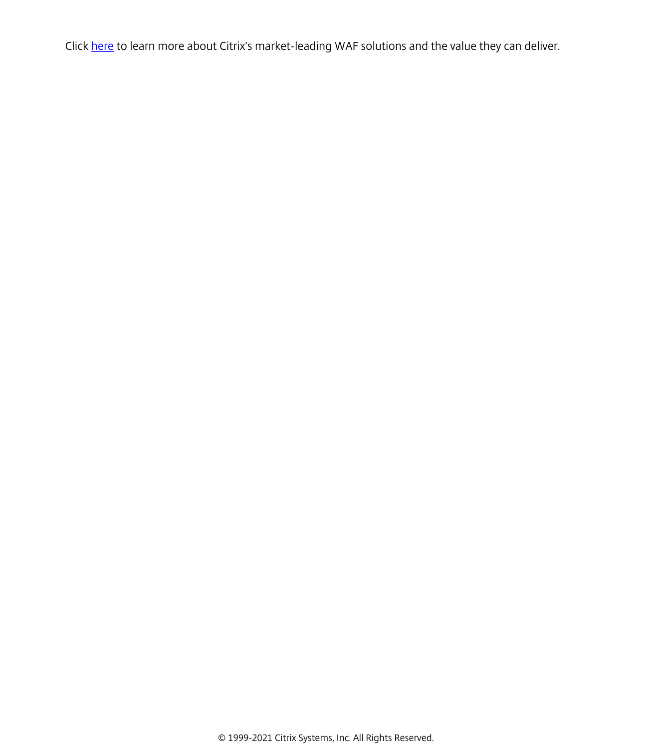Click here to learn more about Citrix's market-leading WAF solutions and the value they can deliver.

© 1999-2021 Citrix Systems, Inc. All Rights Reserved.